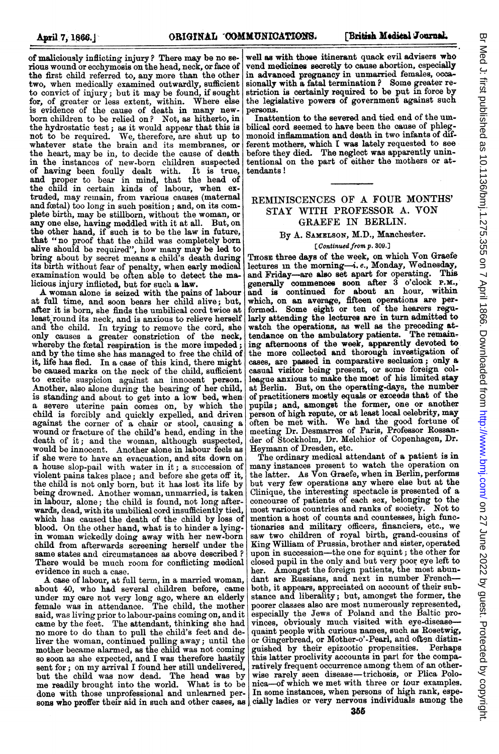of maliciously inflicting injury? There may be no serious wound or ecchymosis on the head, neck, or face of the first child referred to, any more than the other two, when medically examined outwardly, sufficient to convict of injury; but it may be found, if sought for, of greater or less extent, within. Where else is evidence of the cause of death in many newborn children to be relied on? Not, as hitherto, in the hydrostatic test; as it would appear that this is not to be required. We, therefore, are shut up to whatever state the brain and its membranes, or the heart, may be in, to decide the cause of death in the instances of new-born children suspected of having been foully dealt with. It is true, and proper to bear in mind, that the head of the child in certain kinds of labour, when extruded, may remain, from various causes (maternal and fœtal) too long in such position; and, on its complete birth, may be stillborn, without the woman, or any one else, having meddled with it at all. But, on the other hand, if such is to be the law in future, that "no proof that the child was completely born alive should be required", how many may be led to bring about by secret means a child's death during its birth without fear of penalty, when early medical examination would be often able to detect the malicious injury inflicted, but for such a law.

A woman alone is seized with the pains of labour at full time, and soon bears her child alive; but, after it is born, she finds the umbilical cord twice at least round its neck, and is anxious to relieve herself and the child. In trying to remove the cord, she only causes a greater constriction of the neck, whereby the fœtal respiration is the more impeded; and by the time she has managed to free the child of it, life has fled. In a case of this kind, there might be caused marks on the neck of the child, sufficient to excite suspicion against an innocent person. Another, also alone during the bearing of her child, is standing and about to get into a low bed, when a severe uterine pain comes on, by which the child is forcibly and quickly expelled, and driven against the corner of a chair or stool, causing a wound or fracture of the child's head, ending in the death of it; and the woman, although suspected, would be innocent. Another alone in labour feels as if she were to have an evacuation, and sits down on a house slop-pail with water in it; a succession of violent pains takes place; and before she gets off it, the child is not only born, but it has lost its life by being drowned. Another woman, unmarried, is taken in labour, alone; the child is found, not long afterwards, dead, with its umbilical cord insufficiently tied, which has caused the death of the child by loss of blood. On the other hand, what is to hinder a lying-in woman wickedly doing away with her new-born child from afterwards screening herself under the same states and circumstances as above described? There would be much room for conflicting medical evidence in such a case.

A case of labour, at full term, in a married woman, about 40, who had several children before, came under my care not very long ago, where an elderly female was in attendance. The child, the mother said, was living prior to labour-pains coming on, and it came by the feet. The attendant, thinking she had no more to do than to pull the child's feet and deliver the woman, continued pulling away; until the mother became alarmed, as the child was not coming so soon as she expected, and I was therefore hastily sent for; on my arrival I found her still undelivered, but the child was now dead. The head was by me readily brought into the world. What is to be done with those unprofessional and unlearned persons who proffer their aid in such and other cases, as well as with those itinerant quack evil advisers who vend medicines secretly to cause abortion, especially in advanced pregnancy in unmarried females, occasionally with a fatal termination? Some greater restriction is certainly required to be put in force by the legislative powers of government against such persons.

Inattention to the severed and tied end of the umbilical cord seemed to have been the cause of phlegmonoid inflammation and death in two infants of different mothers, which I was lately requested to see before they died. The neglect was apparently unintentional on the part of either the mothers or attendants!

---

## REMINISCENCES OF A FOUR MONTHS' STAY WITH PROFESSOR A. VON GRAEFE IN BERLIN.

By A. Samelson, M.D., Manchester.

*[Continued from p. 309.]*

Those three days of the week, on which Von Graefe lectures in the morning—*i.e.*, Monday, Wednesday, and Friday—are also set apart for operating. This generally commences soon after 3 o'clock P.M., and is continued for about an hour, within which, on an average, fifteen operations are performed. Some eight or ten of the hearers regularly attending the lectures are in turn admitted to watch the operations, as well as the preceding attendance on the ambulatory patients. The remaining afternoons of the week, apparently devoted to the more collected and thorough investigation of cases, are passed in comparative seclusion; only a casual visitor being present, or some foreign colleague anxious to make the most of his limited stay at Berlin. But, on the operating-days, the number of practitioners mostly equals or exceeds that of the pupils; and, amongst the former, one or another person of high repute, or at least local celebrity, may often be met with. We had the good fortune of meeting Dr. Desmarres of Paris, Professor Rossander of Stockholm, Dr. Melchior of Copenhagen, Dr. Heymann of Dresden, etc.

The ordinary medical attendant of a patient is in many instances present to watch the operation on the latter. As Von Graefe, when in Berlin, performs but very few operations any where else but at the Clinique, the interesting spectacle is presented of a concourse of patients of each sex, belonging to the most various countries and ranks of society. Not to mention a host of counts and countesses, high functionaries and military officers, financiers, etc., we saw two children of royal birth, grand-cousins of King William of Prussia, brother and sister, operated upon in succession—the one for squint; the other for closed pupil in the only and but very poor eye left to her. Amongst the foreign patients, the most abundant are Russians, and next in number French—both, it appears, appreciated on account of their substance and liberality; but, amongst the former, the poorer classes also are most numerously represented, especially the Jews of Poland and the Baltic provinces, obviously much visited with eye-disease—quaint people with curious names, such as Rosetwig, or Gingerbread, or Mother-o'-Pearl, and often distinguished by their epizootic propensities. Perhaps this latter proclivity accounts in part for the comparatively frequent occurrence among them of an otherwise rarely seen disease—trichosis, or Plica Polonica—of which we met with three or four examples. In some instances, when persons of high rank, especially ladies or very nervous individuals among the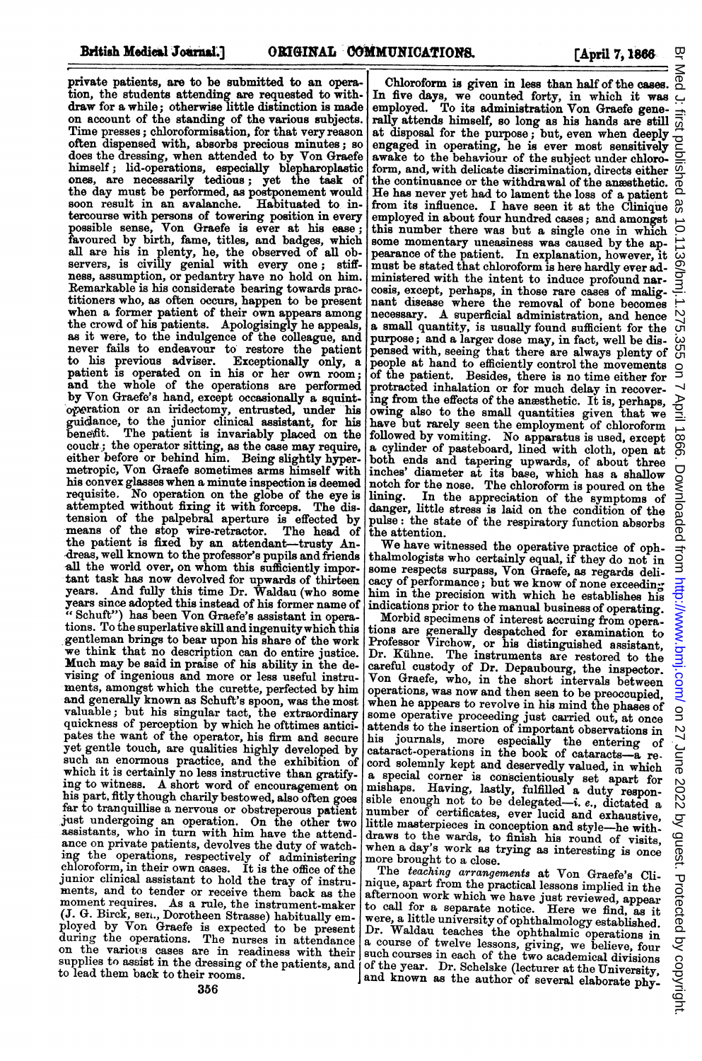private patients, are to be submitted to an operation, the students attending are requested to withdraw for a while; otherwise little distinction is made on account of the standing of the various subjects. Time presses; chloroformisation, for that very reason often dispensed with, absorbs precious minutes; so does the dressing, when attended to by Von Graefe himself; lid-operations, especially blepharoplastic ones, are necessarily tedious; yet the task of the day must be performed, as postponement would soon result in an avalanche. Habituated to intercourse with persons of towering position in every possible sense, Von Graefe is ever at his ease; favoured by birth, fame, titles, and badges, which all are his in plenty, he, the observed of all observers, is civilly genial with every one; stiffness, assumption, or pedantry have no hold on him. Remarkable is his considerate bearing towards practitioners who, as often occurs, happen to be present when a former patient of their own appears among the crowd of his patients. Apologisingly he appeals, as it were, to the indulgence of the colleague, and never fails to endeavour to restore the patient to his previous adviser. Exceptionally only, a patient is operated on in his or her own room; and the whole of the operations are performed by Von Graefe's hand, except occasionally a squint-operation or an iridectomy, entrusted, under his guidance, to the junior clinical assistant, for his benefit. The patient is invariably placed on the couch; the operator sitting, as the case may require, either before or behind him. Being slightly hypermetropic, Von Graefe sometimes arms himself with his convex glasses when a minute inspection is deemed requisite. No operation on the globe of the eye is attempted without fixing it with forceps. The distension of the palpebral aperture is effected by means of the stop wire-retractor. The head of the patient is fixed by an attendant—trusty Andreas, well known to the professor's pupils and friends all the world over, on whom this sufficiently important task has now devolved for upwards of thirteen years. And fully this time Dr. Waldau (who some years since adopted this instead of his former name of "Schuft") has been Von Graefe's assistant in operations. To the superlative skill and ingenuity which this gentleman brings to bear upon his share of the work we think that no description can do entire justice. Much may be said in praise of his ability in the devising of ingenious and more or less useful instruments, amongst which the curette, perfected by him and generally known as Schuft's spoon, was the most valuable; but his singular tact, the extraordinary quickness of perception by which he ofttimes anticipates the want of the operator, his firm and secure yet gentle touch, are qualities highly developed by such an enormous practice, and the exhibition of which it is certainly no less instructive than gratifying to witness. A short word of encouragement on his part, fitly though charily bestowed, also often goes far to tranquillise a nervous or obstreperous patient just undergoing an operation. On the other two assistants, who in turn with him have the attendance on private patients, devolves the duty of watching the operations, respectively of administering chloroform, in their own cases. It is the office of the junior clinical assistant to hold the tray of instruments, and to tender or receive them back as the moment requires. As a rule, the instrument-maker (J. G. Birck, sen., Dorotheen Strasse) habitually employed by Von Graefe is expected to be present during the operations. The nurses in attendance on the various cases are in readiness with their supplies to assist in the dressing of the patients, and to lead them back to their rooms.

Chloroform is given in less than half of the cases. In five days, we counted forty, in which it was employed. To its administration Von Graefe generally attends himself, so long as his hands are still at disposal for the purpose; but, even when deeply engaged in operating, he is ever most sensitively awake to the behaviour of the subject under chloroform, and, with delicate discrimination, directs either the continuance or the withdrawal of the anæsthetic. He has never yet had to lament the loss of a patient from its influence. I have seen it at the Clinique employed in about four hundred cases; and amongst this number there was but a single one in which some momentary uneasiness was caused by the appearance of the patient. In explanation, however, it must be stated that chloroform is here hardly ever administered with the intent to induce profound narcosis, except, perhaps, in those rare cases of malignant disease where the removal of bone becomes necessary. A superficial administration, and hence a small quantity, is usually found sufficient for the purpose; and a larger dose may, in fact, well be dispensed with, seeing that there are always plenty of people at hand to efficiently control the movements of the patient. Besides, there is no time either for protracted inhalation or for much delay in recovering from the effects of the anæsthetic. It is, perhaps, owing also to the small quantities given that we have but rarely seen the employment of chloroform followed by vomiting. No apparatus is used, except a cylinder of pasteboard, lined with cloth, open at both ends and tapering upwards, of about three inches' diameter at its base, which has a shallow notch for the nose. The chloroform is poured on the lining. In the appreciation of the symptoms of danger, little stress is laid on the condition of the pulse: the state of the respiratory function absorbs the attention.

We have witnessed the operative practice of ophthalmologists who certainly equal, if they do not in some respects surpass, Von Graefe, as regards delicacy of performance; but we know of none exceeding him in the precision with which he establishes his indications prior to the manual business of operating.

Morbid specimens of interest accruing from operations are generally despatched for examination to Professor Virchow, or his distinguished assistant, Dr. Kühne. The instruments are restored to the careful custody of Dr. Depaubourg, the inspector. Von Graefe, who, in the short intervals between operations, was now and then seen to be preoccupied, when he appears to revolve in his mind the phases of some operative proceeding just carried out, at once attends to the insertion of important observations in his journals, more especially the entering of cataract-operations in the book of cataracts—a record solemnly kept and deservedly valued, in which a special corner is conscientiously set apart for mishaps. Having, lastly, fulfilled a duty responsible enough not to be delegated—*i. e.*, dictated a number of certificates, ever lucid and exhaustive, little masterpieces in conception and style—he withdraws to the wards, to finish his round of visits, when a day's work as trying as interesting is once more brought to a close.

The *teaching arrangements* at Von Graefe's Clinique, apart from the practical lessons implied in the afternoon work which we have just reviewed, appear to call for a separate notice. Here we find, as it were, a little university of ophthalmology established. Dr. Waldau teaches the ophthalmic operations in a course of twelve lessons, giving, we believe, four such courses in each of the two academical divisions of the year. Dr. Schelske (lecturer at the University, and known as the author of several elaborate phy-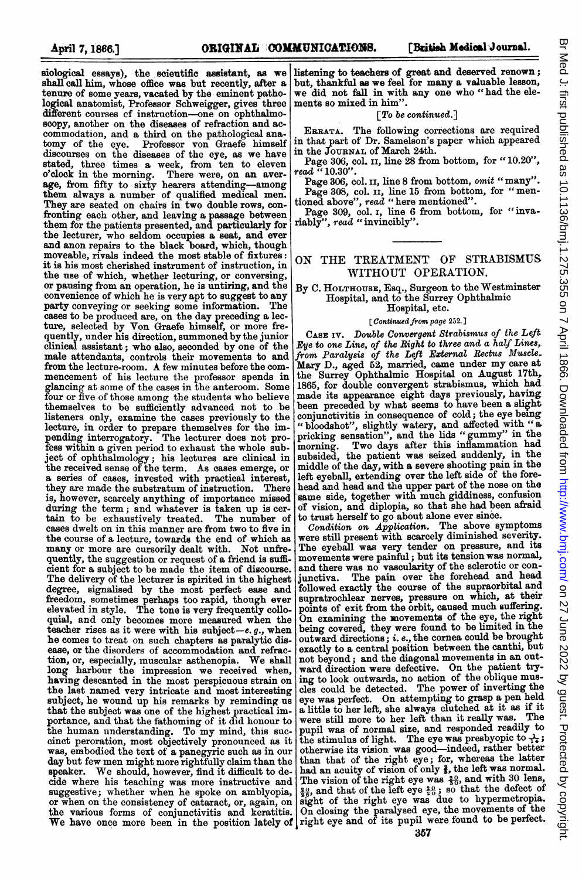siological essays), the scientific assistant, as we shall call him, whose office was but recently, after a tenure of some years, vacated by the eminent pathological anatomist, Professor Schweigger, gives three different courses of instruction—one on ophthalmoscopy, another on the diseases of refraction and accommodation, and a third on the pathological anatomy of the eye. Professor von Graefe himself discourses on the diseases of the eye, as we have stated, three times a week, from ten to eleven o'clock in the morning. There were, on an average, from fifty to sixty hearers attending—among them always a number of qualified medical men. They are seated on chairs in two double rows, confronting each other, and leaving a passage between them for the patients presented, and particularly for the lecturer, who seldom occupies a seat, and ever and anon repairs to the black board, which, though moveable, rivals indeed the most stable of fixtures: it is his most cherished instrument of instruction, in the use of which, whether lecturing, or conversing, or pausing from an operation, he is untiring, and the convenience of which he is very apt to suggest to any party conveying or seeking some information. The cases to be produced are, on the day preceding a lecture, selected by Von Graefe himself, or more frequently, under his direction, summoned by the junior clinical assistant; who also, seconded by one of the male attendants, controls their movements to and from the lecture-room. A few minutes before the commencement of his lecture the professor spends in glancing at some of the cases in the anteroom. Some four or five of those among the students who believe themselves to be sufficiently advanced not to be listeners only, examine the cases previously to the lecture, in order to prepare themselves for the impending interrogatory. The lecturer does not profess within a given period to exhaust the whole subject of ophthalmology; his lectures are clinical in the received sense of the term. As cases emerge, or a series of cases, invested with practical interest, they are made the substratum of instruction. There is, however, scarcely anything of importance missed during the term; and whatever is taken up is certain to be exhaustively treated. The number of cases dwelt on in this manner are from two to five in the course of a lecture, towards the end of which as many or more are cursorily dealt with. Not unfrequently, the suggestion or request of a friend is sufficient for a subject to be made the item of discourse. The delivery of the lecturer is spirited in the highest degree, signalised by the most perfect ease and freedom, sometimes perhaps too rapid, though ever elevated in style. The tone is very frequently colloquial, and only becomes more measured when the teacher rises as it were with his subject—*e. g.*, when he comes to treat on such chapters as paralytic disease, or the disorders of accommodation and refraction, or, especially, muscular asthenopia. We shall long harbour the impression we received when, having descanted in the most perspicuous strain on the last named very intricate and most interesting subject, he wound up his remarks by reminding us that the subject was one of the highest practical importance, and that the fathoming of it did honour to the human understanding. To my mind, this succinct peroration, most objectively pronounced as it was, embodied the text of a panegyric such as in our day but few men might more rightfully claim than the speaker. We should, however, find it difficult to decide where his teaching was more instructive and suggestive; whether when he spoke on amblyopia, or when on the consistency of cataract, or, again, on the various forms of conjunctivitis and keratitis. We have once more been in the position lately of listening to teachers of great and deserved renown; but, thankful as we feel for many a valuable lesson, we did not fall in with any one who "had the elements so mixed in him".

[*To be continued.*]

ERRATA. The following corrections are required in that part of Dr. Samelson's paper which appeared in the JOURNAL of March 24th.

Page 306, col. II, line 28 from bottom, for "10.20", *read* "10.30".

Page 306, col. II, line 8 from bottom, *omit* "many".

Page 308, col. II, line 15 from bottom, for "mentioned above", *read* "here mentioned".

Page 309, col. I, line 6 from bottom, for "invariably", *read* "invincibly".

## ON THE TREATMENT OF STRABISMUS WITHOUT OPERATION.

By C. HOLTHOUSE, Esq., Surgeon to the Westminster Hospital, and to the Surrey Ophthalmic Hospital, etc.

[*Continued from page 252.*]

CASE IV. *Double Convergent Strabismus of the Left Eye to one Line, of the Right to three and a half Lines, from Paralysis of the Left External Rectus Muscle.* Mary D., aged 52, married, came under my care at the Surrey Ophthalmic Hospital on August 17th, 1865, for double convergent strabismus, which had made its appearance eight days previously, having been preceded by what seems to have been a slight conjunctivitis in consequence of cold; the eye being "bloodshot", slightly watery, and affected with "a pricking sensation", and the lids "gummy" in the morning. Two days after this inflammation had subsided, the patient was seized suddenly, in the middle of the day, with a severe shooting pain in the left eyeball, extending over the left side of the forehead and head and the upper part of the nose on the same side, together with much giddiness, confusion of vision, and diplopia, so that she had been afraid to trust herself to go about alone ever since.

*Condition on Application.* The above symptoms were still present with scarcely diminished severity. The eyeball was very tender on pressure, and its movements were painful; but its tension was normal, and there was no vascularity of the sclerotic or conjunctiva. The pain over the forehead and head followed exactly the course of the supraorbital and supratrochlear nerves, pressure on which, at their points of exit from the orbit, caused much suffering. On examining the movements of the eye, the right being covered, they were found to be limited in the outward directions; *i. e.*, the cornea could be brought exactly to a central position between the canthi, but not beyond; and the diagonal movements in an outward direction were defective. On the patient trying to look outwards, no action of the oblique muscles could be detected. The power of inverting the eye was perfect. On attempting to grasp a pen held a little to her left, she always clutched at it as if it were still more to her left than it really was. The pupil was of normal size, and responded readily to the stimulus of light. The eye was presbyopic to $\frac{1}{14}$; otherwise its vision was good—indeed, rather better than that of the right eye; for, whereas the latter had an acuity of vision of only $\frac{2}{3}$, the left was normal. The vision of the right eye was $\frac{20}{30}$, and with 30 lens, $\frac{20}{20}$, and that of the left eye $\frac{20}{20}$; so that the defect of sight of the right eye was due to hypermetropia. On closing the paralysed eye, the movements of the right eye and of its pupil were found to be perfect.